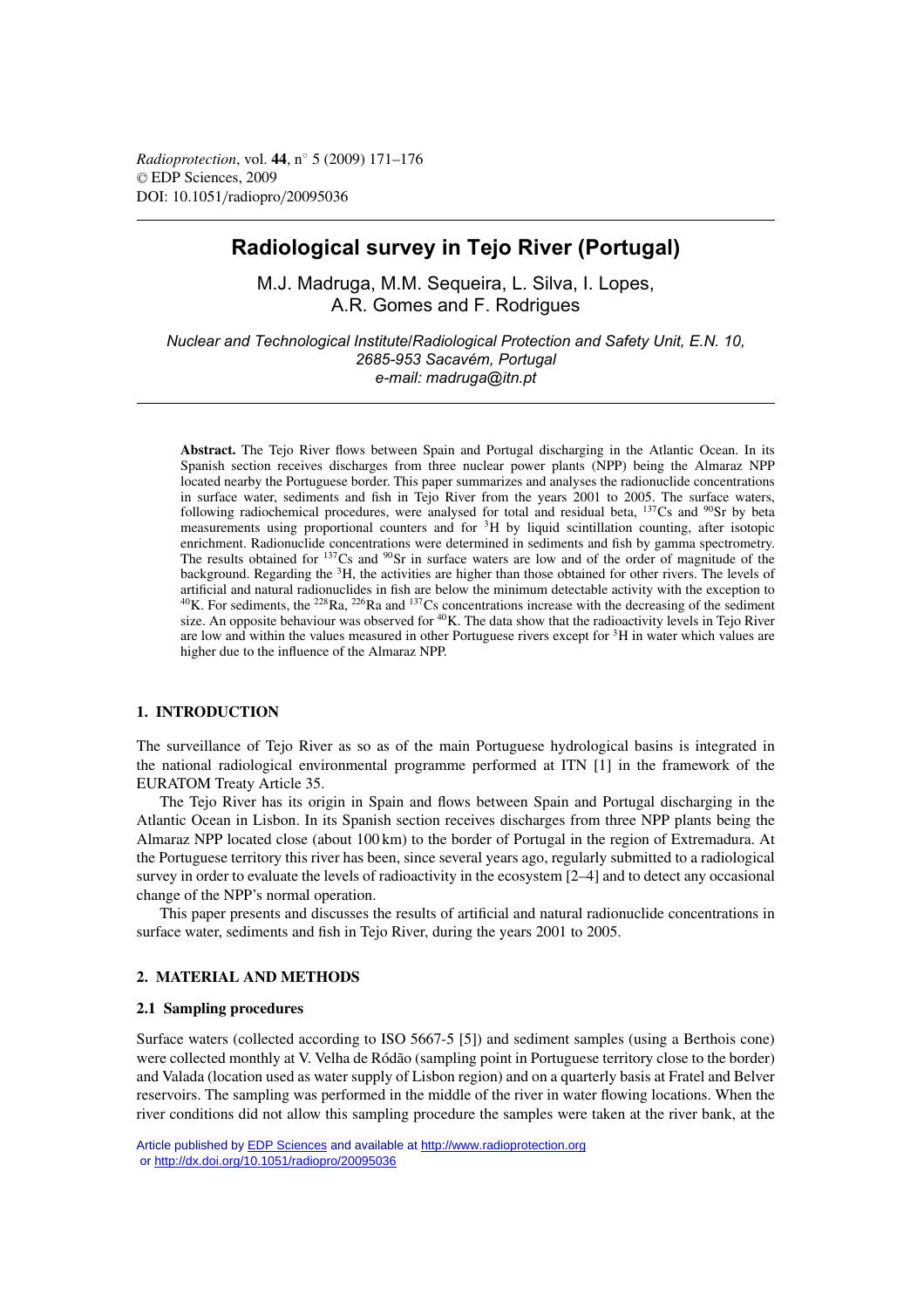*Radioprotection*, vol. **44**, n° 5 (2009) 171–176
© EDP Sciences, 2009
DOI: 10.1051/radiopro/20095036

# Radiological survey in Tejo River (Portugal)

M.J. Madruga, M.M. Sequeira, L. Silva, I. Lopes, A.R. Gomes and F. Rodrigues

*Nuclear and Technological Institute/Radiological Protection and Safety Unit, E.N. 10, 2685-953 Sacavém, Portugal*
*e-mail: madruga@itn.pt*

**Abstract.** The Tejo River flows between Spain and Portugal discharging in the Atlantic Ocean. In its Spanish section receives discharges from three nuclear power plants (NPP) being the Almaraz NPP located nearby the Portuguese border. This paper summarizes and analyses the radionuclide concentrations in surface water, sediments and fish in Tejo River from the years 2001 to 2005. The surface waters, following radiochemical procedures, were analysed for total and residual beta, $^{137}$Cs and $^{90}$Sr by beta measurements using proportional counters and for $^{3}$H by liquid scintillation counting, after isotopic enrichment. Radionuclide concentrations were determined in sediments and fish by gamma spectrometry. The results obtained for $^{137}$Cs and $^{90}$Sr in surface waters are low and of the order of magnitude of the background. Regarding the $^{3}$H, the activities are higher than those obtained for other rivers. The levels of artificial and natural radionuclides in fish are below the minimum detectable activity with the exception to $^{40}$K. For sediments, the $^{228}$Ra, $^{226}$Ra and $^{137}$Cs concentrations increase with the decreasing of the sediment size. An opposite behaviour was observed for $^{40}$K. The data show that the radioactivity levels in Tejo River are low and within the values measured in other Portuguese rivers except for $^{3}$H in water which values are higher due to the influence of the Almaraz NPP.

## 1. INTRODUCTION

The surveillance of Tejo River as so as of the main Portuguese hydrological basins is integrated in the national radiological environmental programme performed at ITN [1] in the framework of the EURATOM Treaty Article 35.

The Tejo River has its origin in Spain and flows between Spain and Portugal discharging in the Atlantic Ocean in Lisbon. In its Spanish section receives discharges from three NPP plants being the Almaraz NPP located close (about 100 km) to the border of Portugal in the region of Extremadura. At the Portuguese territory this river has been, since several years ago, regularly submitted to a radiological survey in order to evaluate the levels of radioactivity in the ecosystem [2–4] and to detect any occasional change of the NPP's normal operation.

This paper presents and discusses the results of artificial and natural radionuclide concentrations in surface water, sediments and fish in Tejo River, during the years 2001 to 2005.

## 2. MATERIAL AND METHODS

### 2.1 Sampling procedures

Surface waters (collected according to ISO 5667-5 [5]) and sediment samples (using a Berthois cone) were collected monthly at V. Velha de Ródão (sampling point in Portuguese territory close to the border) and Valada (location used as water supply of Lisbon region) and on a quarterly basis at Fratel and Belver reservoirs. The sampling was performed in the middle of the river in water flowing locations. When the river conditions did not allow this sampling procedure the samples were taken at the river bank, at the

Article published by EDP Sciences and available at http://www.radioprotection.org or http://dx.doi.org/10.1051/radiopro/20095036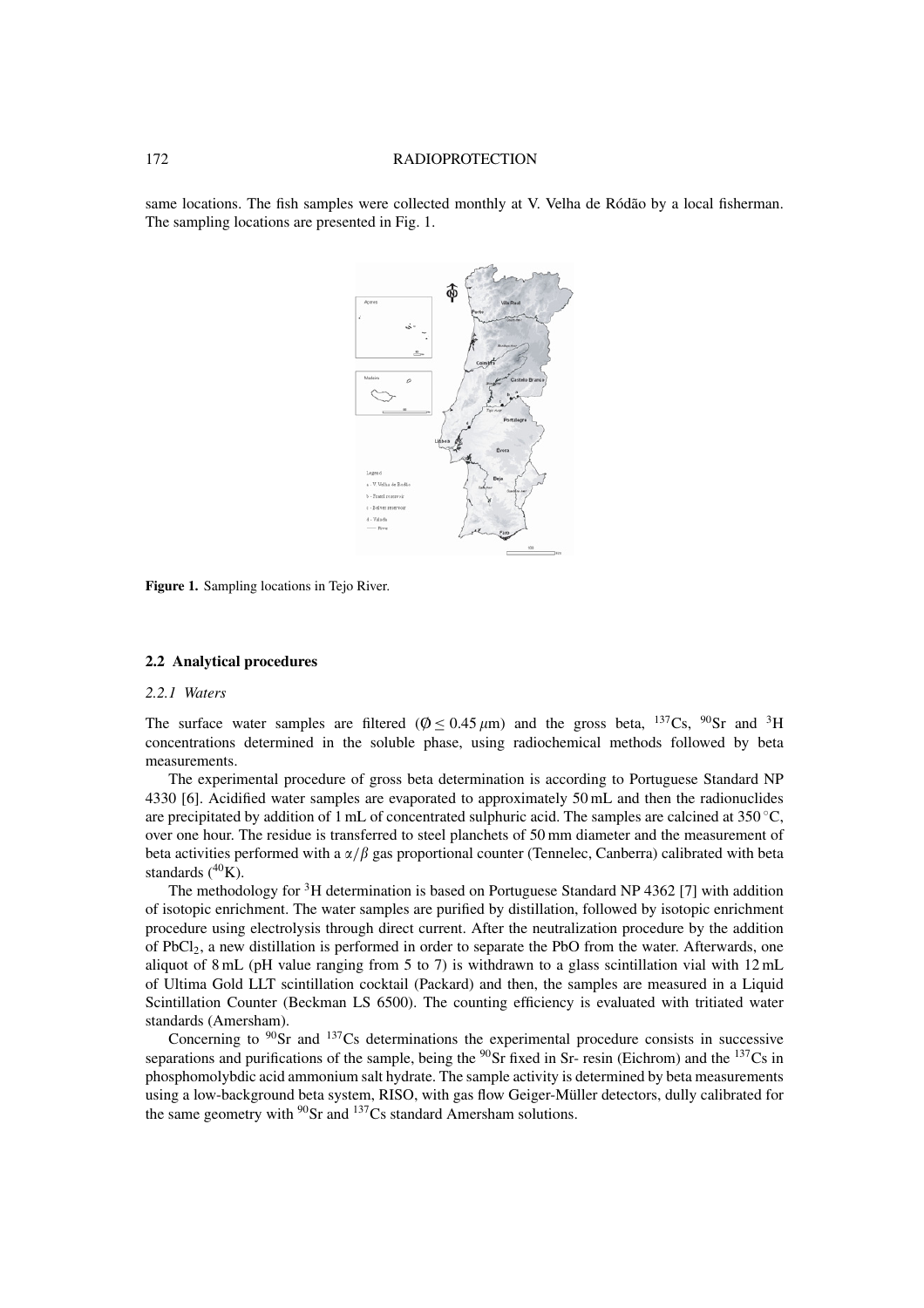same locations. The fish samples were collected monthly at V. Velha de Ródão by a local fisherman. The sampling locations are presented in Fig. 1.

**Figure 1.** Sampling locations in Tejo River.

### 2.2 Analytical procedures

#### *2.2.1 Waters*

The surface water samples are filtered ($\emptyset \leq 0.45\,\mu$m) and the gross beta, $^{137}$Cs, $^{90}$Sr and $^{3}$H concentrations determined in the soluble phase, using radiochemical methods followed by beta measurements.

The experimental procedure of gross beta determination is according to Portuguese Standard NP 4330 [6]. Acidified water samples are evaporated to approximately 50 mL and then the radionuclides are precipitated by addition of 1 mL of concentrated sulphuric acid. The samples are calcined at 350 °C, over one hour. The residue is transferred to steel planchets of 50 mm diameter and the measurement of beta activities performed with a $\alpha/\beta$ gas proportional counter (Tennelec, Canberra) calibrated with beta standards ($^{40}$K).

The methodology for $^{3}$H determination is based on Portuguese Standard NP 4362 [7] with addition of isotopic enrichment. The water samples are purified by distillation, followed by isotopic enrichment procedure using electrolysis through direct current. After the neutralization procedure by the addition of $PbCl_2$, a new distillation is performed in order to separate the PbO from the water. Afterwards, one aliquot of 8 mL (pH value ranging from 5 to 7) is withdrawn to a glass scintillation vial with 12 mL of Ultima Gold LLT scintillation cocktail (Packard) and then, the samples are measured in a Liquid Scintillation Counter (Beckman LS 6500). The counting efficiency is evaluated with tritiated water standards (Amersham).

Concerning to $^{90}$Sr and $^{137}$Cs determinations the experimental procedure consists in successive separations and purifications of the sample, being the $^{90}$Sr fixed in Sr- resin (Eichrom) and the $^{137}$Cs in phosphomolybdic acid ammonium salt hydrate. The sample activity is determined by beta measurements using a low-background beta system, RISO, with gas flow Geiger-Müller detectors, dully calibrated for the same geometry with $^{90}$Sr and $^{137}$Cs standard Amersham solutions.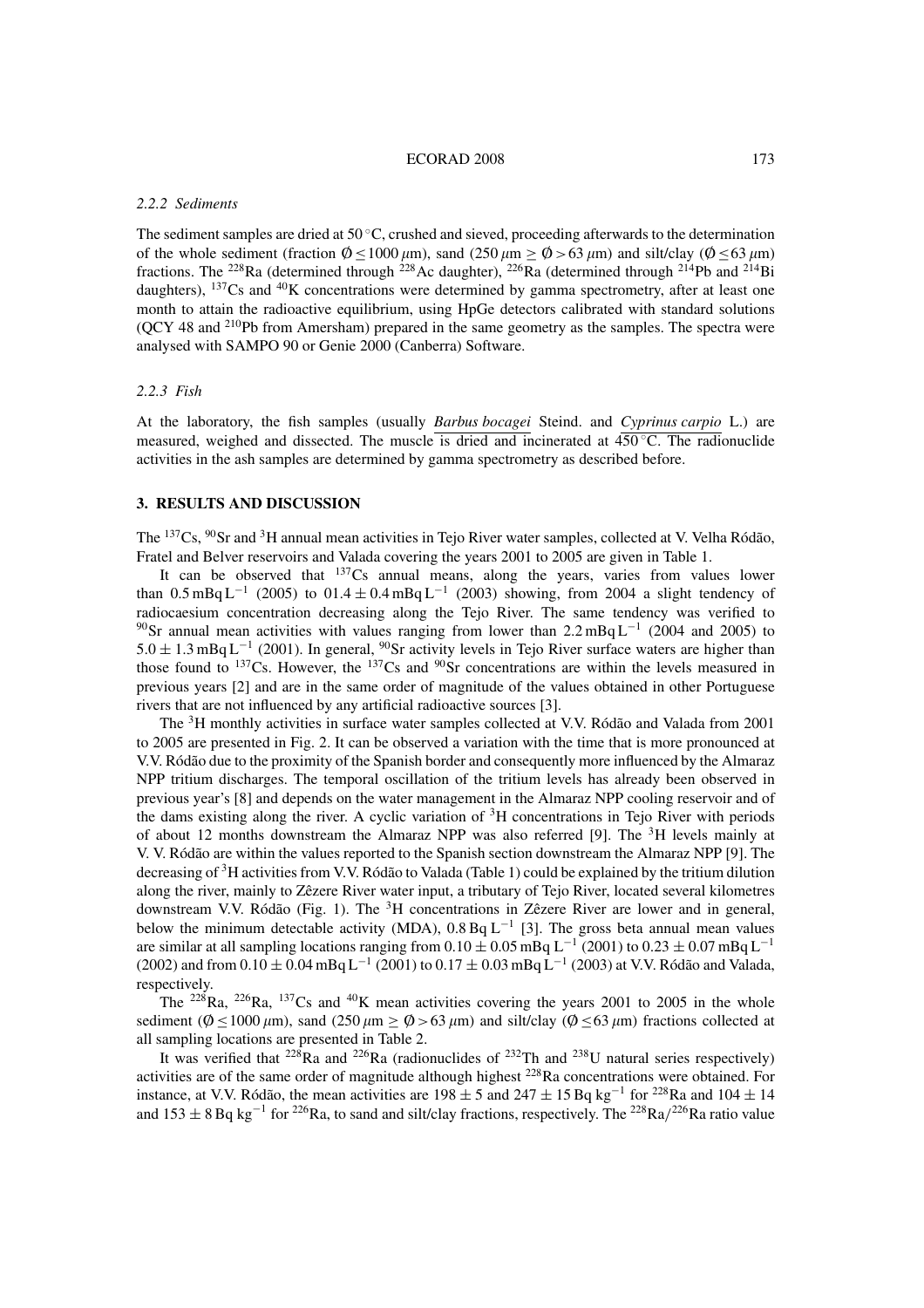### 2.2.2 *Sediments*

The sediment samples are dried at 50 °C, crushed and sieved, proceeding afterwards to the determination of the whole sediment (fraction $\emptyset \leq 1000\,\mu$m), sand ($250\,\mu\text{m} \geq \emptyset > 63\,\mu$m) and silt/clay ($\emptyset \leq 63\,\mu$m) fractions. The $^{228}$Ra (determined through $^{228}$Ac daughter), $^{226}$Ra (determined through $^{214}$Pb and $^{214}$Bi daughters), $^{137}$Cs and $^{40}$K concentrations were determined by gamma spectrometry, after at least one month to attain the radioactive equilibrium, using HpGe detectors calibrated with standard solutions (QCY 48 and $^{210}$Pb from Amersham) prepared in the same geometry as the samples. The spectra were analysed with SAMPO 90 or Genie 2000 (Canberra) Software.

### 2.2.3 *Fish*

At the laboratory, the fish samples (usually *Barbus bocagei* Steind. and *Cyprinus carpio* L.) are measured, weighed and dissected. The muscle is dried and incinerated at 450 °C. The radionuclide activities in the ash samples are determined by gamma spectrometry as described before.

## 3. RESULTS AND DISCUSSION

The $^{137}$Cs, $^{90}$Sr and $^{3}$H annual mean activities in Tejo River water samples, collected at V. Velha Ródão, Fratel and Belver reservoirs and Valada covering the years 2001 to 2005 are given in Table 1.

It can be observed that $^{137}$Cs annual means, along the years, varies from values lower than $0.5\,\text{mBq}\,\text{L}^{-1}$ (2005) to $01.4 \pm 0.4\,\text{mBq}\,\text{L}^{-1}$ (2003) showing, from 2004 a slight tendency of radiocaesium concentration decreasing along the Tejo River. The same tendency was verified to $^{90}$Sr annual mean activities with values ranging from lower than $2.2\,\text{mBq}\,\text{L}^{-1}$ (2004 and 2005) to $5.0 \pm 1.3\,\text{mBq}\,\text{L}^{-1}$ (2001). In general, $^{90}$Sr activity levels in Tejo River surface waters are higher than those found to $^{137}$Cs. However, the $^{137}$Cs and $^{90}$Sr concentrations are within the levels measured in previous years [2] and are in the same order of magnitude of the values obtained in other Portuguese rivers that are not influenced by any artificial radioactive sources [3].

The $^{3}$H monthly activities in surface water samples collected at V.V. Ródão and Valada from 2001 to 2005 are presented in Fig. 2. It can be observed a variation with the time that is more pronounced at V.V. Ródão due to the proximity of the Spanish border and consequently more influenced by the Almaraz NPP tritium discharges. The temporal oscillation of the tritium levels has already been observed in previous year's [8] and depends on the water management in the Almaraz NPP cooling reservoir and of the dams existing along the river. A cyclic variation of $^{3}$H concentrations in Tejo River with periods of about 12 months downstream the Almaraz NPP was also referred [9]. The $^{3}$H levels mainly at V. V. Ródão are within the values reported to the Spanish section downstream the Almaraz NPP [9]. The decreasing of $^{3}$H activities from V.V. Ródão to Valada (Table 1) could be explained by the tritium dilution along the river, mainly to Zêzere River water input, a tributary of Tejo River, located several kilometres downstream V.V. Ródão (Fig. 1). The $^{3}$H concentrations in Zêzere River are lower and in general, below the minimum detectable activity (MDA), $0.8\,\text{Bq}\,\text{L}^{-1}$ [3]. The gross beta annual mean values are similar at all sampling locations ranging from $0.10 \pm 0.05\,\text{mBq}\,\text{L}^{-1}$ (2001) to $0.23 \pm 0.07\,\text{mBq}\,\text{L}^{-1}$ (2002) and from $0.10 \pm 0.04\,\text{mBq}\,\text{L}^{-1}$ (2001) to $0.17 \pm 0.03\,\text{mBq}\,\text{L}^{-1}$ (2003) at V.V. Ródão and Valada, respectively.

The $^{228}$Ra, $^{226}$Ra, $^{137}$Cs and $^{40}$K mean activities covering the years 2001 to 2005 in the whole sediment ($\emptyset \leq 1000\,\mu$m), sand ($250\,\mu\text{m} \geq \emptyset > 63\,\mu$m) and silt/clay ($\emptyset \leq 63\,\mu$m) fractions collected at all sampling locations are presented in Table 2.

It was verified that $^{228}$Ra and $^{226}$Ra (radionuclides of $^{232}$Th and $^{238}$U natural series respectively) activities are of the same order of magnitude although highest $^{228}$Ra concentrations were obtained. For instance, at V.V. Ródão, the mean activities are $198 \pm 5$ and $247 \pm 15\,\text{Bq kg}^{-1}$ for $^{228}$Ra and $104 \pm 14$ and $153 \pm 8\,\text{Bq kg}^{-1}$ for $^{226}$Ra, to sand and silt/clay fractions, respectively. The $^{228}\text{Ra}/^{226}\text{Ra}$ ratio value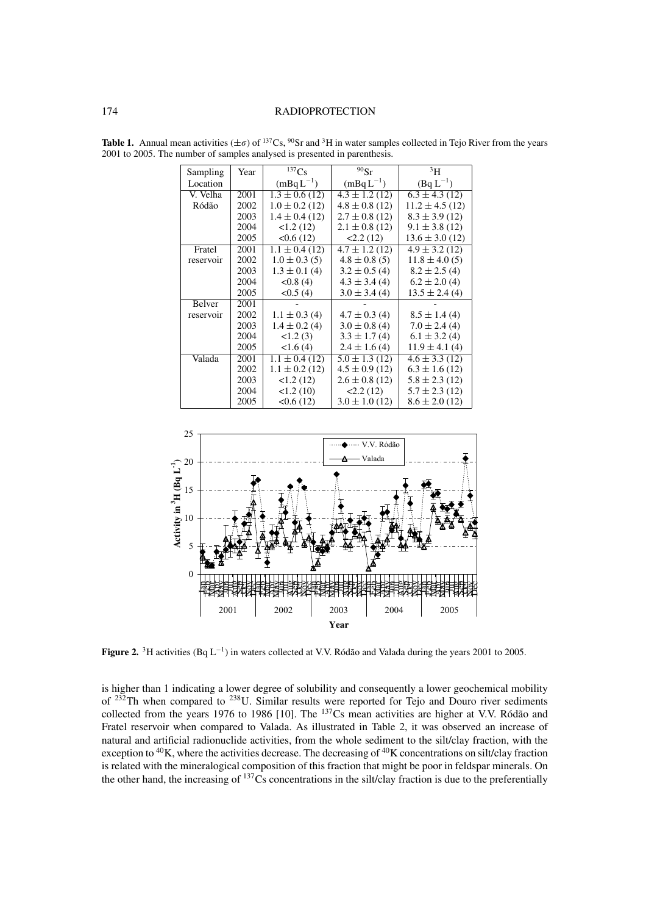**Table 1.** Annual mean activities ($\pm\sigma$) of $^{137}$Cs, $^{90}$Sr and $^{3}$H in water samples collected in Tejo River from the years 2001 to 2005. The number of samples analysed is presented in parenthesis.

| Sampling Location | Year | $^{137}$Cs (mBq L$^{-1}$) | $^{90}$Sr (mBq L$^{-1}$) | $^{3}$H (Bq L$^{-1}$) |
|---|---|---|---|---|
| V. Velha Ródão | 2001 | 1.3 ± 0.6 (12) | 4.3 ± 1.2 (12) | 6.3 ± 4.3 (12) |
| | 2002 | 1.0 ± 0.2 (12) | 4.8 ± 0.8 (12) | 11.2 ± 4.5 (12) |
| | 2003 | 1.4 ± 0.4 (12) | 2.7 ± 0.8 (12) | 8.3 ± 3.9 (12) |
| | 2004 | <1.2 (12) | 2.1 ± 0.8 (12) | 9.1 ± 3.8 (12) |
| | 2005 | <0.6 (12) | <2.2 (12) | 13.6 ± 3.0 (12) |
| Fratel reservoir | 2001 | 1.1 ± 0.4 (12) | 4.7 ± 1.2 (12) | 4.9 ± 3.2 (12) |
| | 2002 | 1.0 ± 0.3 (5) | 4.8 ± 0.8 (5) | 11.8 ± 4.0 (5) |
| | 2003 | 1.3 ± 0.1 (4) | 3.2 ± 0.5 (4) | 8.2 ± 2.5 (4) |
| | 2004 | <0.8 (4) | 4.3 ± 3.4 (4) | 6.2 ± 2.0 (4) |
| | 2005 | <0.5 (4) | 3.0 ± 3.4 (4) | 13.5 ± 2.4 (4) |
| Belver reservoir | 2001 | - | - | - |
| | 2002 | 1.1 ± 0.3 (4) | 4.7 ± 0.3 (4) | 8.5 ± 1.4 (4) |
| | 2003 | 1.4 ± 0.2 (4) | 3.0 ± 0.8 (4) | 7.0 ± 2.4 (4) |
| | 2004 | <1.2 (3) | 3.3 ± 1.7 (4) | 6.1 ± 3.2 (4) |
| | 2005 | <1.6 (4) | 2.4 ± 1.6 (4) | 11.9 ± 4.1 (4) |
| Valada | 2001 | 1.1 ± 0.4 (12) | 5.0 ± 1.3 (12) | 4.6 ± 3.3 (12) |
| | 2002 | 1.1 ± 0.2 (12) | 4.5 ± 0.9 (12) | 6.3 ± 1.6 (12) |
| | 2003 | <1.2 (12) | 2.6 ± 0.8 (12) | 5.8 ± 2.3 (12) |
| | 2004 | <1.2 (10) | <2.2 (12) | 5.7 ± 2.3 (12) |
| | 2005 | <0.6 (12) | 3.0 ± 1.0 (12) | 8.6 ± 2.0 (12) |

**Figure 2.** $^{3}$H activities (Bq L$^{-1}$) in waters collected at V.V. Ródão and Valada during the years 2001 to 2005.

is higher than 1 indicating a lower degree of solubility and consequently a lower geochemical mobility of $^{232}$Th when compared to $^{238}$U. Similar results were reported for Tejo and Douro river sediments collected from the years 1976 to 1986 [10]. The $^{137}$Cs mean activities are higher at V.V. Ródão and Fratel reservoir when compared to Valada. As illustrated in Table 2, it was observed an increase of natural and artificial radionuclide activities, from the whole sediment to the silt/clay fraction, with the exception to $^{40}$K, where the activities decrease. The decreasing of $^{40}$K concentrations on silt/clay fraction is related with the mineralogical composition of this fraction that might be poor in feldspar minerals. On the other hand, the increasing of $^{137}$Cs concentrations in the silt/clay fraction is due to the preferentially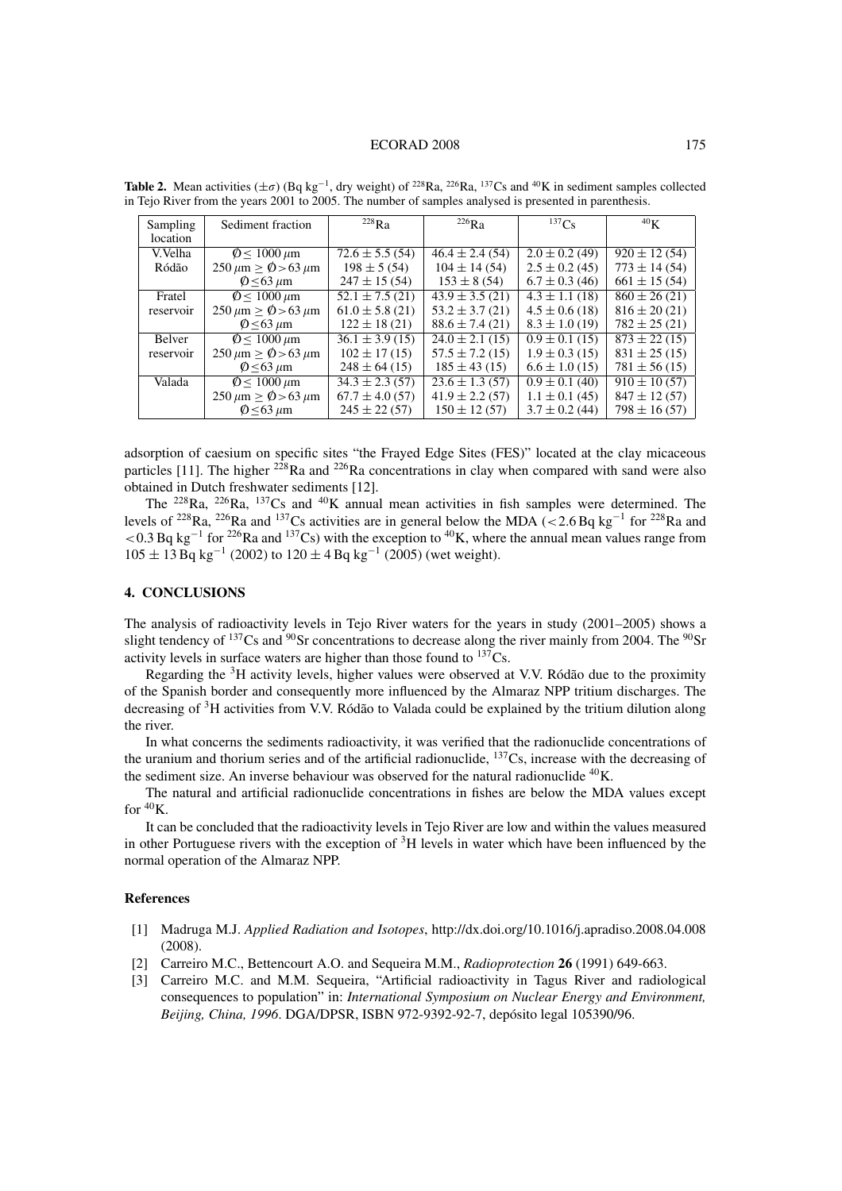**Table 2.** Mean activities ($\pm\sigma$) (Bq kg$^{-1}$, dry weight) of $^{228}$Ra, $^{226}$Ra, $^{137}$Cs and $^{40}$K in sediment samples collected in Tejo River from the years 2001 to 2005. The number of samples analysed is presented in parenthesis.

| Sampling location | Sediment fraction | $^{228}$Ra | $^{226}$Ra | $^{137}$Cs | $^{40}$K |
|---|---|---|---|---|---|
| V.Velha Ródão | $\emptyset \leq 1000\,\mu$m | $72.6 \pm 5.5$ (54) | $46.4 \pm 2.4$ (54) | $2.0 \pm 0.2$ (49) | $920 \pm 12$ (54) |
| | $250\,\mu\text{m} \geq \emptyset > 63\,\mu$m | $198 \pm 5$ (54) | $104 \pm 14$ (54) | $2.5 \pm 0.2$ (45) | $773 \pm 14$ (54) |
| | $\emptyset \leq 63\,\mu$m | $247 \pm 15$ (54) | $153 \pm 8$ (54) | $6.7 \pm 0.3$ (46) | $661 \pm 15$ (54) |
| Fratel reservoir | $\emptyset \leq 1000\,\mu$m | $52.1 \pm 7.5$ (21) | $43.9 \pm 3.5$ (21) | $4.3 \pm 1.1$ (18) | $860 \pm 26$ (21) |
| | $250\,\mu\text{m} \geq \emptyset > 63\,\mu$m | $61.0 \pm 5.8$ (21) | $53.2 \pm 3.7$ (21) | $4.5 \pm 0.6$ (18) | $816 \pm 20$ (21) |
| | $\emptyset \leq 63\,\mu$m | $122 \pm 18$ (21) | $88.6 \pm 7.4$ (21) | $8.3 \pm 1.0$ (19) | $782 \pm 25$ (21) |
| Belver reservoir | $\emptyset \leq 1000\,\mu$m | $36.1 \pm 3.9$ (15) | $24.0 \pm 2.1$ (15) | $0.9 \pm 0.1$ (15) | $873 \pm 22$ (15) |
| | $250\,\mu\text{m} \geq \emptyset > 63\,\mu$m | $102 \pm 17$ (15) | $57.5 \pm 7.2$ (15) | $1.9 \pm 0.3$ (15) | $831 \pm 25$ (15) |
| | $\emptyset \leq 63\,\mu$m | $248 \pm 64$ (15) | $185 \pm 43$ (15) | $6.6 \pm 1.0$ (15) | $781 \pm 56$ (15) |
| Valada | $\emptyset \leq 1000\,\mu$m | $34.3 \pm 2.3$ (57) | $23.6 \pm 1.3$ (57) | $0.9 \pm 0.1$ (40) | $910 \pm 10$ (57) |
| | $250\,\mu\text{m} \geq \emptyset > 63\,\mu$m | $67.7 \pm 4.0$ (57) | $41.9 \pm 2.2$ (57) | $1.1 \pm 0.1$ (45) | $847 \pm 12$ (57) |
| | $\emptyset \leq 63\,\mu$m | $245 \pm 22$ (57) | $150 \pm 12$ (57) | $3.7 \pm 0.2$ (44) | $798 \pm 16$ (57) |

adsorption of caesium on specific sites "the Frayed Edge Sites (FES)" located at the clay micaceous particles [11]. The higher $^{228}$Ra and $^{226}$Ra concentrations in clay when compared with sand were also obtained in Dutch freshwater sediments [12].

The $^{228}$Ra, $^{226}$Ra, $^{137}$Cs and $^{40}$K annual mean activities in fish samples were determined. The levels of $^{228}$Ra, $^{226}$Ra and $^{137}$Cs activities are in general below the MDA ($<2.6$ Bq kg$^{-1}$ for $^{228}$Ra and $<0.3$ Bq kg$^{-1}$ for $^{226}$Ra and $^{137}$Cs) with the exception to $^{40}$K, where the annual mean values range from $105 \pm 13$ Bq kg$^{-1}$ (2002) to $120 \pm 4$ Bq kg$^{-1}$ (2005) (wet weight).

## 4. CONCLUSIONS

The analysis of radioactivity levels in Tejo River waters for the years in study (2001–2005) shows a slight tendency of $^{137}$Cs and $^{90}$Sr concentrations to decrease along the river mainly from 2004. The $^{90}$Sr activity levels in surface waters are higher than those found to $^{137}$Cs.

Regarding the $^{3}$H activity levels, higher values were observed at V.V. Ródão due to the proximity of the Spanish border and consequently more influenced by the Almaraz NPP tritium discharges. The decreasing of $^{3}$H activities from V.V. Ródão to Valada could be explained by the tritium dilution along the river.

In what concerns the sediments radioactivity, it was verified that the radionuclide concentrations of the uranium and thorium series and of the artificial radionuclide, $^{137}$Cs, increase with the decreasing of the sediment size. An inverse behaviour was observed for the natural radionuclide $^{40}$K.

The natural and artificial radionuclide concentrations in fishes are below the MDA values except for $^{40}$K.

It can be concluded that the radioactivity levels in Tejo River are low and within the values measured in other Portuguese rivers with the exception of $^{3}$H levels in water which have been influenced by the normal operation of the Almaraz NPP.

### References

[1] Madruga M.J. *Applied Radiation and Isotopes*, http://dx.doi.org/10.1016/j.apradiso.2008.04.008 (2008).

[2] Carreiro M.C., Bettencourt A.O. and Sequeira M.M., *Radioprotection* **26** (1991) 649-663.

[3] Carreiro M.C. and M.M. Sequeira, "Artificial radioactivity in Tagus River and radiological consequences to population" in: *International Symposium on Nuclear Energy and Environment, Beijing, China, 1996*. DGA/DPSR, ISBN 972-9392-92-7, depósito legal 105390/96.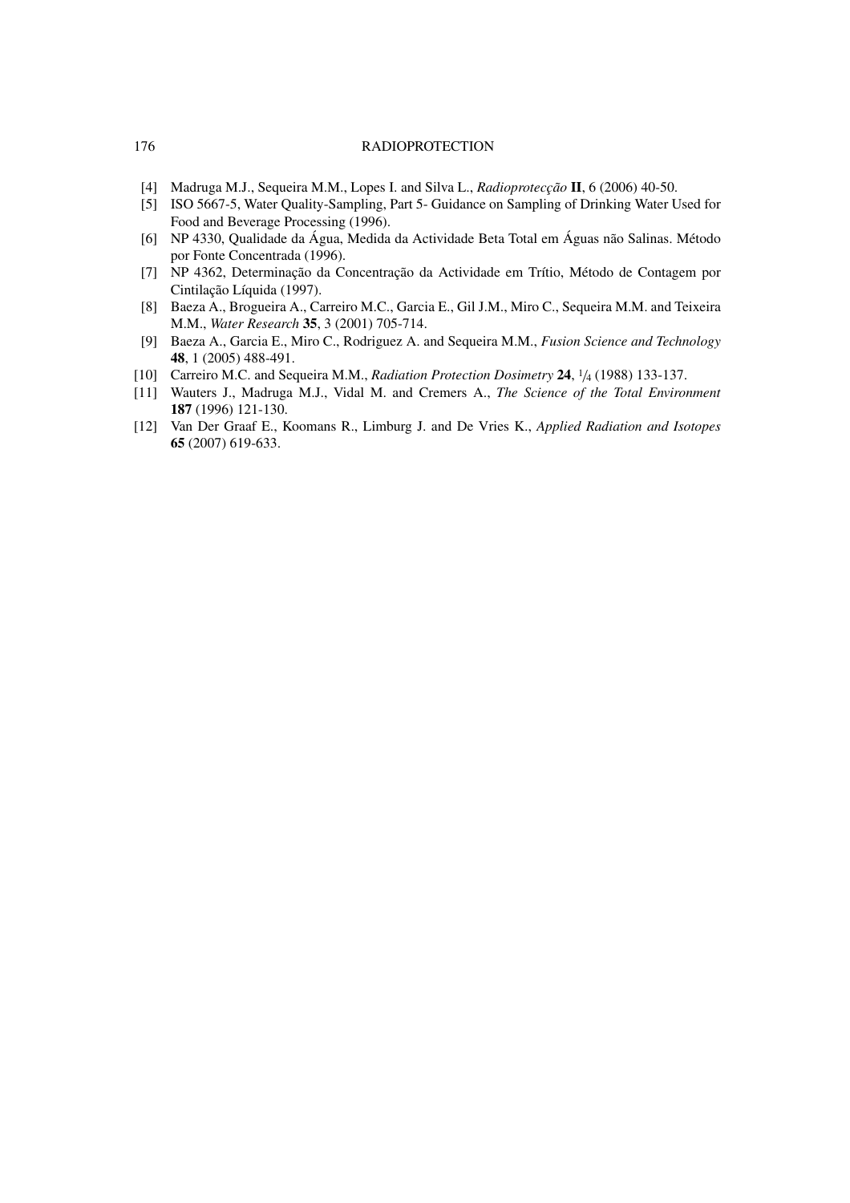[4] Madruga M.J., Sequeira M.M., Lopes I. and Silva L., *Radioprotecção* **II**, 6 (2006) 40-50.

[5] ISO 5667-5, Water Quality-Sampling, Part 5- Guidance on Sampling of Drinking Water Used for Food and Beverage Processing (1996).

[6] NP 4330, Qualidade da Água, Medida da Actividade Beta Total em Águas não Salinas. Método por Fonte Concentrada (1996).

[7] NP 4362, Determinação da Concentração da Actividade em Trítio, Método de Contagem por Cintilação Líquida (1997).

[8] Baeza A., Brogueira A., Carreiro M.C., Garcia E., Gil J.M., Miro C., Sequeira M.M. and Teixeira M.M., *Water Research* **35**, 3 (2001) 705-714.

[9] Baeza A., Garcia E., Miro C., Rodriguez A. and Sequeira M.M., *Fusion Science and Technology* **48**, 1 (2005) 488-491.

[10] Carreiro M.C. and Sequeira M.M., *Radiation Protection Dosimetry* **24**, 1/4 (1988) 133-137.

[11] Wauters J., Madruga M.J., Vidal M. and Cremers A., *The Science of the Total Environment* **187** (1996) 121-130.

[12] Van Der Graaf E., Koomans R., Limburg J. and De Vries K., *Applied Radiation and Isotopes* **65** (2007) 619-633.